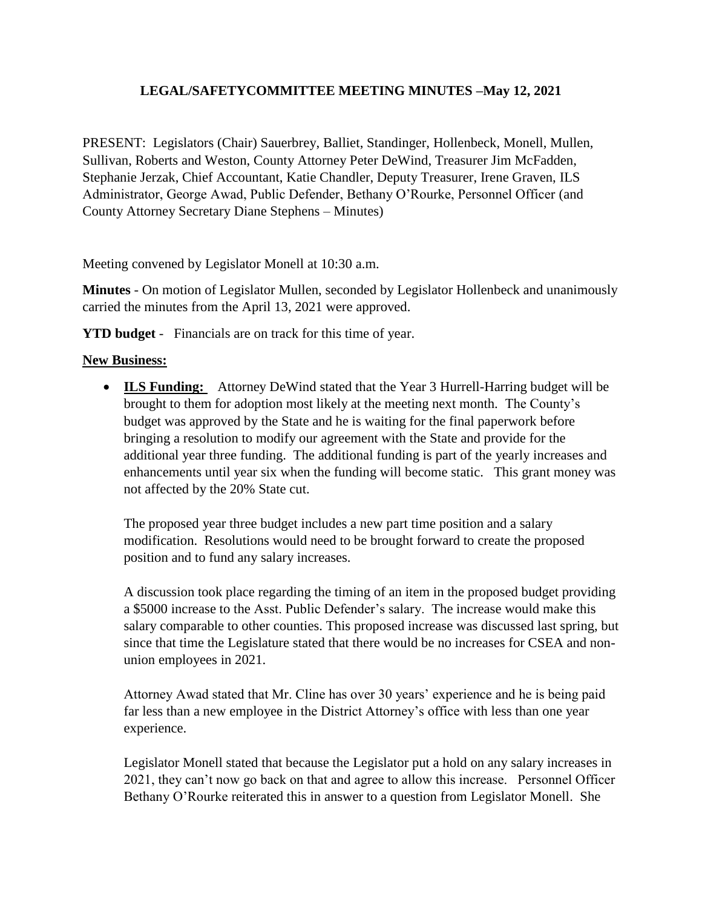# LEGAL/SAFETYCOMMITTEE MEETING MINUTES –May 12, 2021

PRESENT: Legislators (Chair) Sauerbrey, Balliet, Standinger, Hollenbeck, Monell, Mullen, Sullivan, Roberts and Weston, County Attorney Peter DeWind, Treasurer Jim McFadden, Stephanie Jerzak, Chief Accountant, Katie Chandler, Deputy Treasurer, Irene Graven, ILS Administrator, George Awad, Public Defender, Bethany O'Rourke, Personnel Officer (and County Attorney Secretary Diane Stephens – Minutes)

Meeting convened by Legislator Monell at 10:30 a.m.

**Minutes** - On motion of Legislator Mullen, seconded by Legislator Hollenbeck and unanimously carried the minutes from the April 13, 2021 were approved.

**YTD budget** - Financials are on track for this time of year.

**New Business:**

- **ILS Funding:** Attorney DeWind stated that the Year 3 Hurrell-Harring budget will be brought to them for adoption most likely at the meeting next month. The County's budget was approved by the State and he is waiting for the final paperwork before bringing a resolution to modify our agreement with the State and provide for the additional year three funding. The additional funding is part of the yearly increases and enhancements until year six when the funding will become static. This grant money was not affected by the 20% State cut.

  The proposed year three budget includes a new part time position and a salary modification. Resolutions would need to be brought forward to create the proposed position and to fund any salary increases.

  A discussion took place regarding the timing of an item in the proposed budget providing a $5000 increase to the Asst. Public Defender's salary. The increase would make this salary comparable to other counties. This proposed increase was discussed last spring, but since that time the Legislature stated that there would be no increases for CSEA and non-union employees in 2021.

  Attorney Awad stated that Mr. Cline has over 30 years' experience and he is being paid far less than a new employee in the District Attorney's office with less than one year experience.

  Legislator Monell stated that because the Legislator put a hold on any salary increases in 2021, they can't now go back on that and agree to allow this increase. Personnel Officer Bethany O'Rourke reiterated this in answer to a question from Legislator Monell. She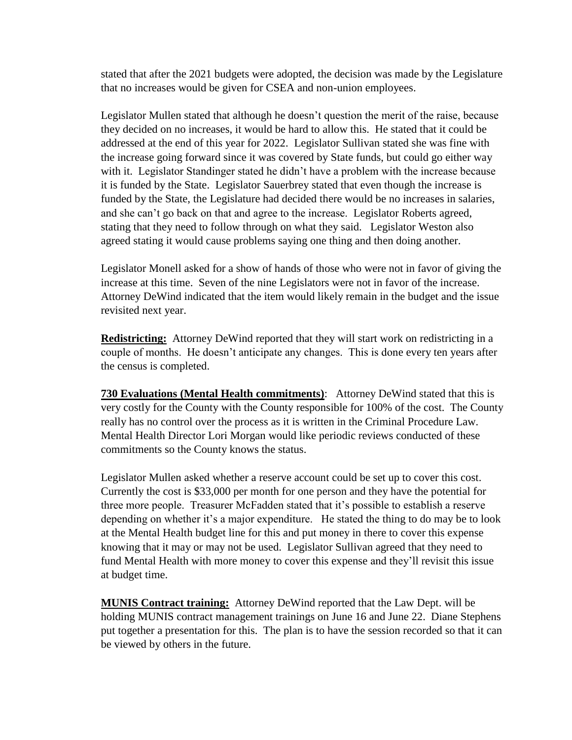stated that after the 2021 budgets were adopted, the decision was made by the Legislature that no increases would be given for CSEA and non-union employees.

Legislator Mullen stated that although he doesn't question the merit of the raise, because they decided on no increases, it would be hard to allow this. He stated that it could be addressed at the end of this year for 2022. Legislator Sullivan stated she was fine with the increase going forward since it was covered by State funds, but could go either way with it. Legislator Standinger stated he didn't have a problem with the increase because it is funded by the State. Legislator Sauerbrey stated that even though the increase is funded by the State, the Legislature had decided there would be no increases in salaries, and she can't go back on that and agree to the increase. Legislator Roberts agreed, stating that they need to follow through on what they said. Legislator Weston also agreed stating it would cause problems saying one thing and then doing another.

Legislator Monell asked for a show of hands of those who were not in favor of giving the increase at this time. Seven of the nine Legislators were not in favor of the increase. Attorney DeWind indicated that the item would likely remain in the budget and the issue revisited next year.

**Redistricting:** Attorney DeWind reported that they will start work on redistricting in a couple of months. He doesn't anticipate any changes. This is done every ten years after the census is completed.

**730 Evaluations (Mental Health commitments)**: Attorney DeWind stated that this is very costly for the County with the County responsible for 100% of the cost. The County really has no control over the process as it is written in the Criminal Procedure Law. Mental Health Director Lori Morgan would like periodic reviews conducted of these commitments so the County knows the status.

Legislator Mullen asked whether a reserve account could be set up to cover this cost. Currently the cost is $33,000 per month for one person and they have the potential for three more people. Treasurer McFadden stated that it's possible to establish a reserve depending on whether it's a major expenditure. He stated the thing to do may be to look at the Mental Health budget line for this and put money in there to cover this expense knowing that it may or may not be used. Legislator Sullivan agreed that they need to fund Mental Health with more money to cover this expense and they'll revisit this issue at budget time.

**MUNIS Contract training:** Attorney DeWind reported that the Law Dept. will be holding MUNIS contract management trainings on June 16 and June 22. Diane Stephens put together a presentation for this. The plan is to have the session recorded so that it can be viewed by others in the future.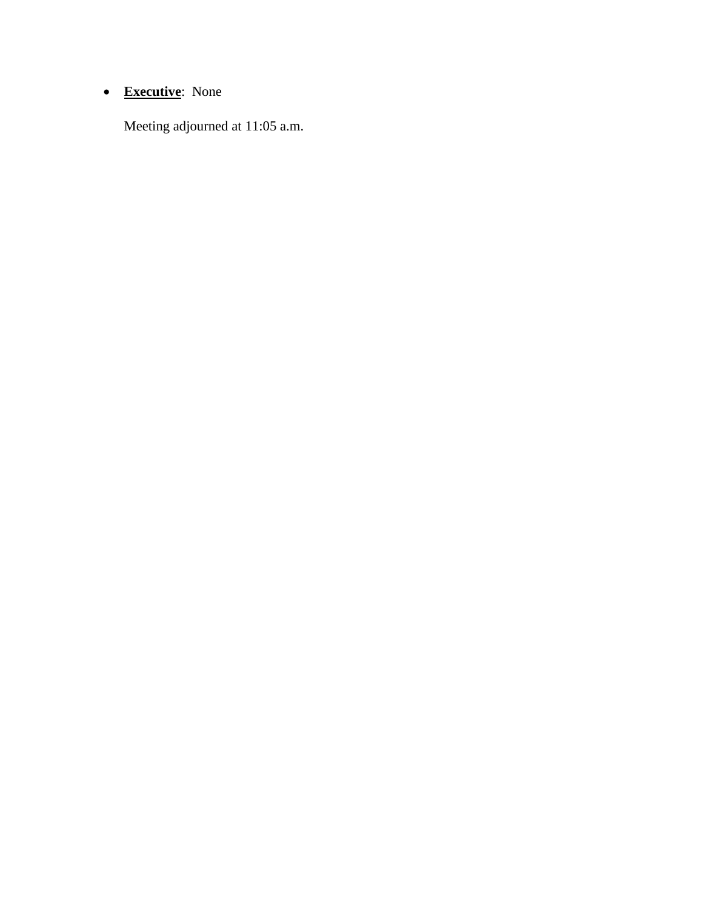- **Executive**: None

  Meeting adjourned at 11:05 a.m.